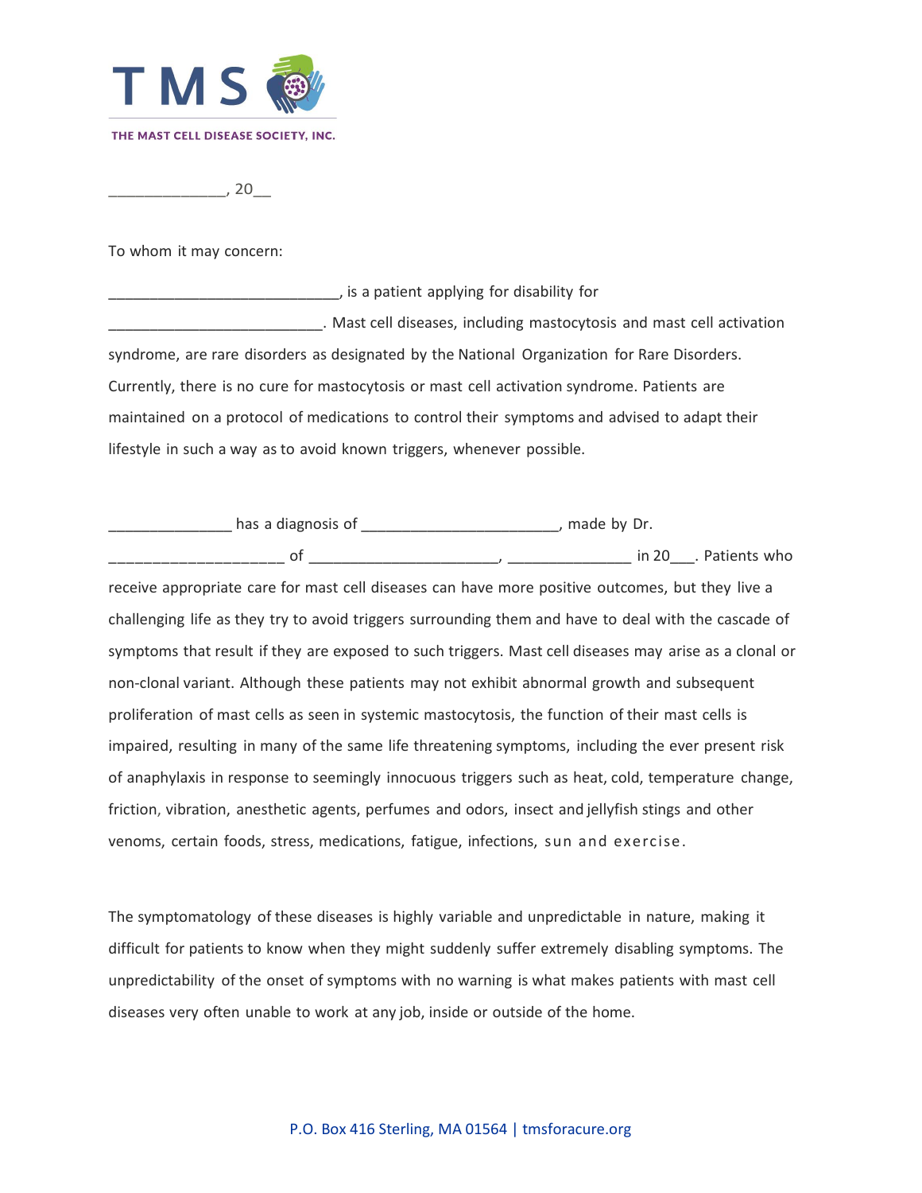TMS

THE MAST CELL DISEASE SOCIETY, INC.

______________, 20__

To whom it may concern:

_____________________________, is a patient applying for disability for ___________________________. Mast cell diseases, including mastocytosis and mast cell activation syndrome, are rare disorders as designated by the National Organization for Rare Disorders. Currently, there is no cure for mastocytosis or mast cell activation syndrome. Patients are maintained on a protocol of medications to control their symptoms and advised to adapt their lifestyle in such a way as to avoid known triggers, whenever possible.

_______________ has a diagnosis of ________________________, made by Dr. _____________________ of _______________________, _______________ in 20___. Patients who receive appropriate care for mast cell diseases can have more positive outcomes, but they live a challenging life as they try to avoid triggers surrounding them and have to deal with the cascade of symptoms that result if they are exposed to such triggers. Mast cell diseases may arise as a clonal or non-clonal variant. Although these patients may not exhibit abnormal growth and subsequent proliferation of mast cells as seen in systemic mastocytosis, the function of their mast cells is impaired, resulting in many of the same life threatening symptoms, including the ever present risk of anaphylaxis in response to seemingly innocuous triggers such as heat, cold, temperature change, friction, vibration, anesthetic agents, perfumes and odors, insect and jellyfish stings and other venoms, certain foods, stress, medications, fatigue, infections, sun and exercise.

The symptomatology of these diseases is highly variable and unpredictable in nature, making it difficult for patients to know when they might suddenly suffer extremely disabling symptoms. The unpredictability of the onset of symptoms with no warning is what makes patients with mast cell diseases very often unable to work at any job, inside or outside of the home.

P.O. Box 416 Sterling, MA 01564 | tmsforacure.org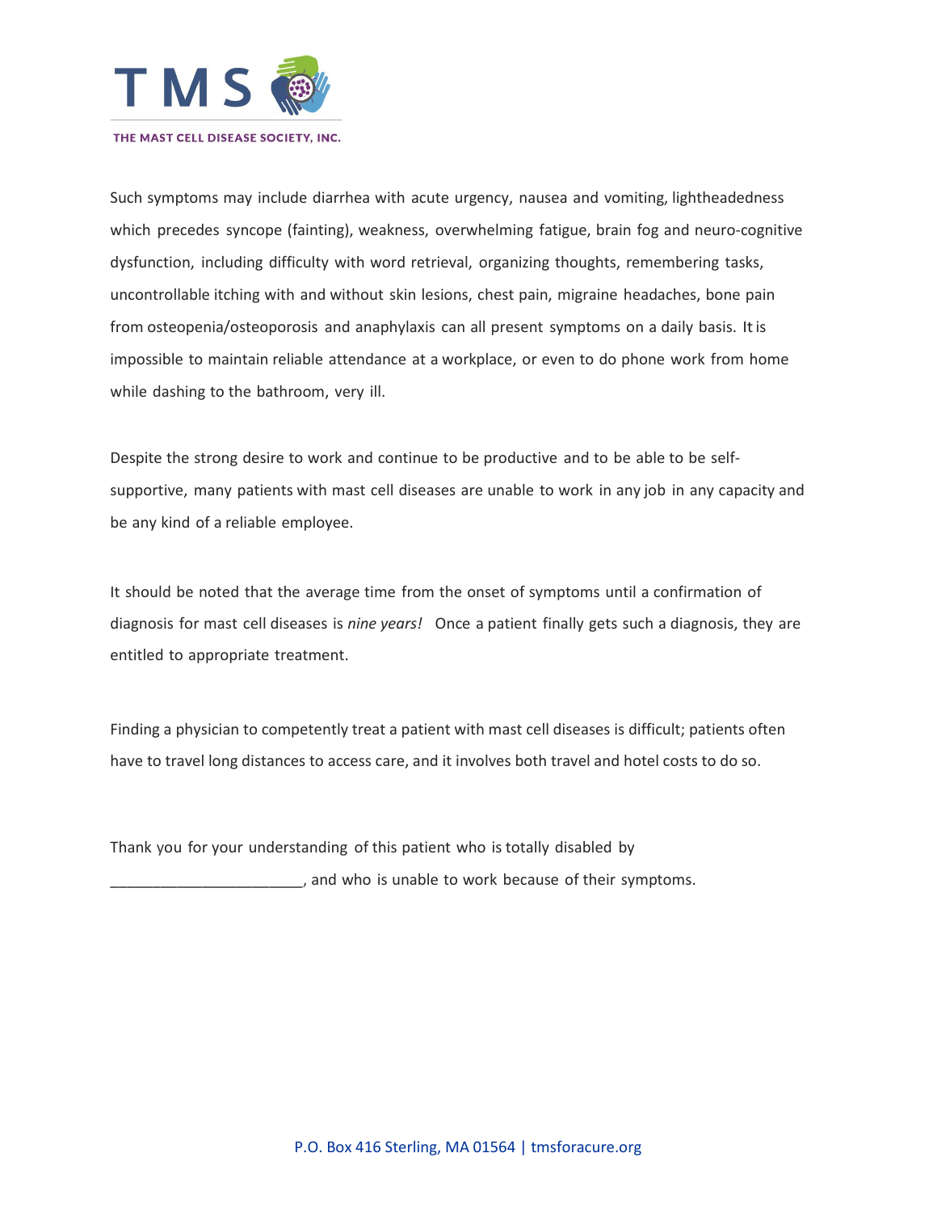Such symptoms may include diarrhea with acute urgency, nausea and vomiting, lightheadedness which precedes syncope (fainting), weakness, overwhelming fatigue, brain fog and neuro-cognitive dysfunction, including difficulty with word retrieval, organizing thoughts, remembering tasks, uncontrollable itching with and without skin lesions, chest pain, migraine headaches, bone pain from osteopenia/osteoporosis and anaphylaxis can all present symptoms on a daily basis. It is impossible to maintain reliable attendance at a workplace, or even to do phone work from home while dashing to the bathroom, very ill.

Despite the strong desire to work and continue to be productive and to be able to be self-supportive, many patients with mast cell diseases are unable to work in any job in any capacity and be any kind of a reliable employee.

It should be noted that the average time from the onset of symptoms until a confirmation of diagnosis for mast cell diseases is *nine years!* Once a patient finally gets such a diagnosis, they are entitled to appropriate treatment.

Finding a physician to competently treat a patient with mast cell diseases is difficult; patients often have to travel long distances to access care, and it involves both travel and hotel costs to do so.

Thank you for your understanding of this patient who is totally disabled by _______________________, and who is unable to work because of their symptoms.